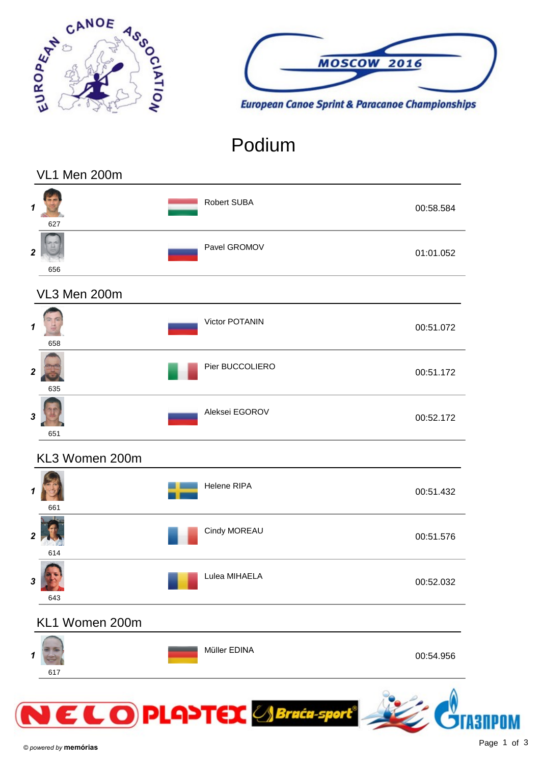European Canoe Sprint & Paracanoe Championships

MOSCOW 2016

# Podium

## VL1 Men 200m

| Rank | Bib | Name | Time |
|---|---|---|---|
| 1 | 627 | Robert SUBA | 00:58.584 |
| 2 | 656 | Pavel GROMOV | 01:01.052 |

## VL3 Men 200m

| Rank | Bib | Name | Time |
|---|---|---|---|
| 1 | 658 | Victor POTANIN | 00:51.072 |
| 2 | 635 | Pier BUCCOLIERO | 00:51.172 |
| 3 | 651 | Aleksei EGOROV | 00:52.172 |

## KL3 Women 200m

| Rank | Bib | Name | Time |
|---|---|---|---|
| 1 | 661 | Helene RIPA | 00:51.432 |
| 2 | 614 | Cindy MOREAU | 00:51.576 |
| 3 | 643 | Lulea MIHAELA | 00:52.032 |

## KL1 Women 200m

| Rank | Bib | Name | Time |
|---|---|---|---|
| 1 | 617 | Müller EDINA | 00:54.956 |

© powered by **memórias**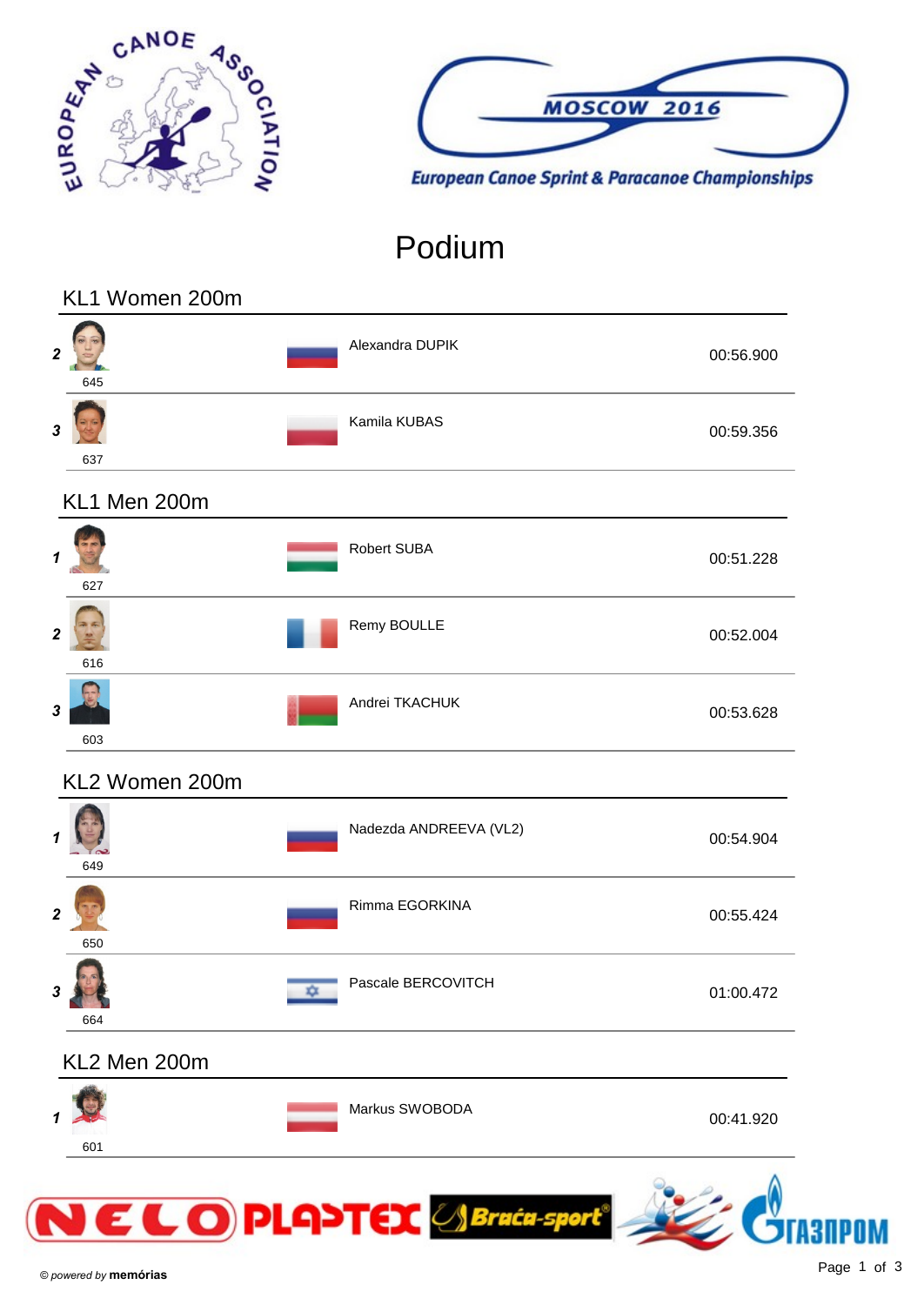European Canoe Sprint & Paracanoe Championships

MOSCOW 2016

# Podium

## KL1 Women 200m

| Rank | Bib | Name | Time |
|---|---|---|---|
| 2 | 645 | Alexandra DUPIK | 00:56.900 |
| 3 | 637 | Kamila KUBAS | 00:59.356 |

## KL1 Men 200m

| Rank | Bib | Name | Time |
|---|---|---|---|
| 1 | 627 | Robert SUBA | 00:51.228 |
| 2 | 616 | Remy BOULLE | 00:52.004 |
| 3 | 603 | Andrei TKACHUK | 00:53.628 |

## KL2 Women 200m

| Rank | Bib | Name | Time |
|---|---|---|---|
| 1 | 649 | Nadezda ANDREEVA (VL2) | 00:54.904 |
| 2 | 650 | Rimma EGORKINA | 00:55.424 |
| 3 | 664 | Pascale BERCOVITCH | 01:00.472 |

## KL2 Men 200m

| Rank | Bib | Name | Time |
|---|---|---|---|
| 1 | 601 | Markus SWOBODA | 00:41.920 |

© powered by **memórias**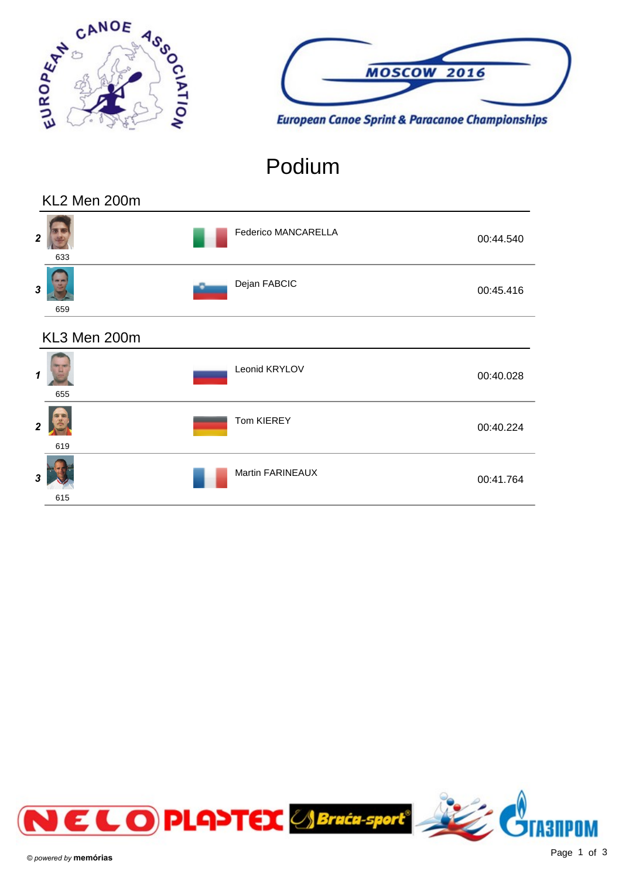European Canoe Sprint & Paracanoe Championships

MOSCOW 2016

# Podium

## KL2 Men 200m

| | | | | |
|---|---|---|---|---|
| 2 | 633 | | Federico MANCARELLA | 00:44.540 |
| 3 | 659 | | Dejan FABCIC | 00:45.416 |

## KL3 Men 200m

| | | | | |
|---|---|---|---|---|
| 1 | 655 | | Leonid KRYLOV | 00:40.028 |
| 2 | 619 | | Tom KIEREY | 00:40.224 |
| 3 | 615 | | Martin FARINEAUX | 00:41.764 |

© powered by **memórias**